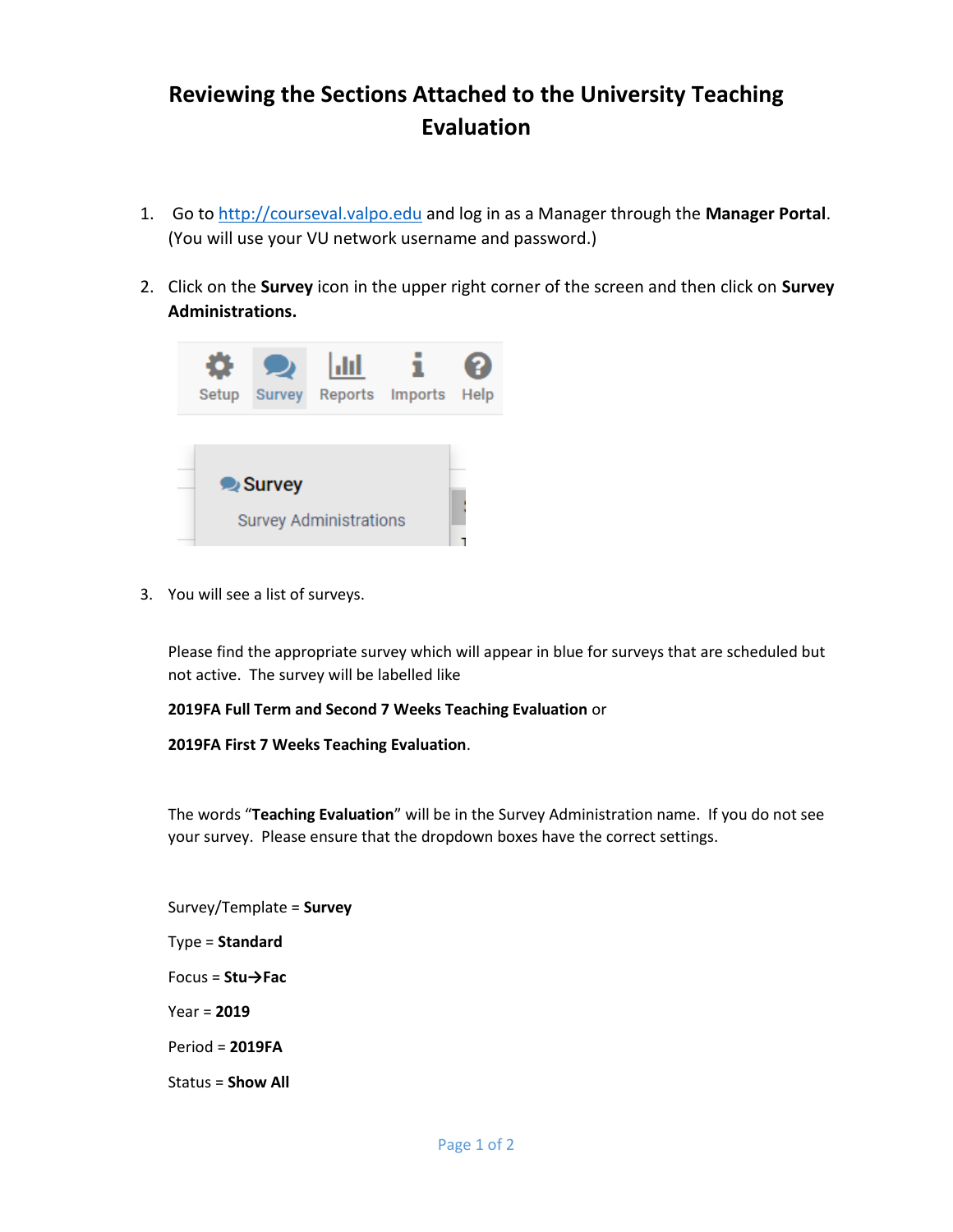# Reviewing the Sections Attached to the University Teaching Evaluation

1. Go to [http://courseval.valpo.edu](http://courseval.valpo.edu) and log in as a Manager through the **Manager Portal**. (You will use your VU network username and password.)

2. Click on the **Survey** icon in the upper right corner of the screen and then click on **Survey Administrations.**

3. You will see a list of surveys.

   Please find the appropriate survey which will appear in blue for surveys that are scheduled but not active. The survey will be labelled like

   **2019FA Full Term and Second 7 Weeks Teaching Evaluation** or

   **2019FA First 7 Weeks Teaching Evaluation**.

   The words "**Teaching Evaluation**" will be in the Survey Administration name. If you do not see your survey. Please ensure that the dropdown boxes have the correct settings.

   Survey/Template = **Survey**

   Type = **Standard**

   Focus = **Stu→Fac**

   Year = **2019**

   Period = **2019FA**

   Status = **Show All**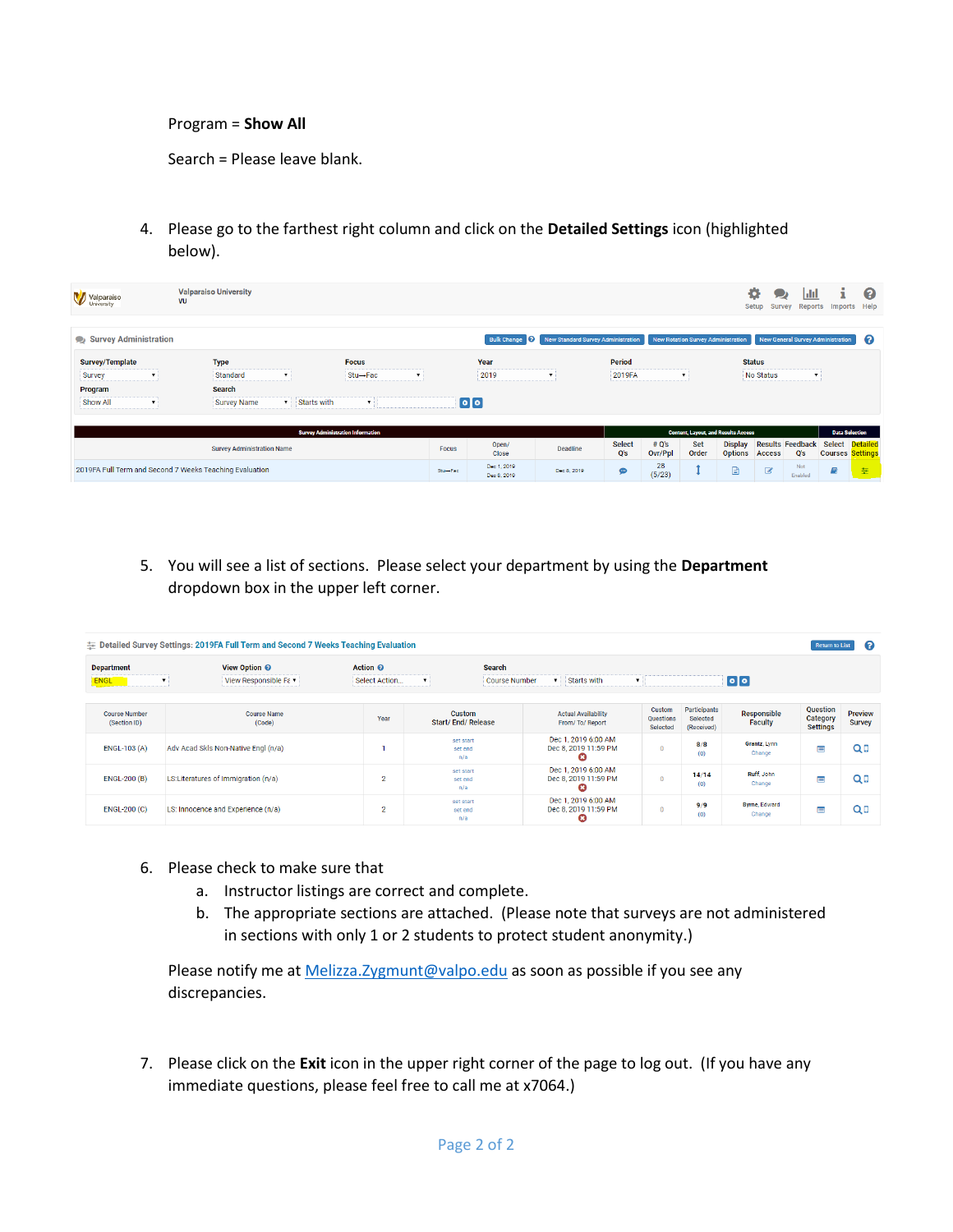Program = **Show All**

Search = Please leave blank.

4. Please go to the farthest right column and click on the **Detailed Settings** icon (highlighted below).

5. You will see a list of sections. Please select your department by using the **Department** dropdown box in the upper left corner.

6. Please check to make sure that
   a. Instructor listings are correct and complete.
   b. The appropriate sections are attached. (Please note that surveys are not administered in sections with only 1 or 2 students to protect student anonymity.)

   Please notify me at [Melizza.Zygmunt@valpo.edu](mailto:Melizza.Zygmunt@valpo.edu) as soon as possible if you see any discrepancies.

7. Please click on the **Exit** icon in the upper right corner of the page to log out. (If you have any immediate questions, please feel free to call me at x7064.)